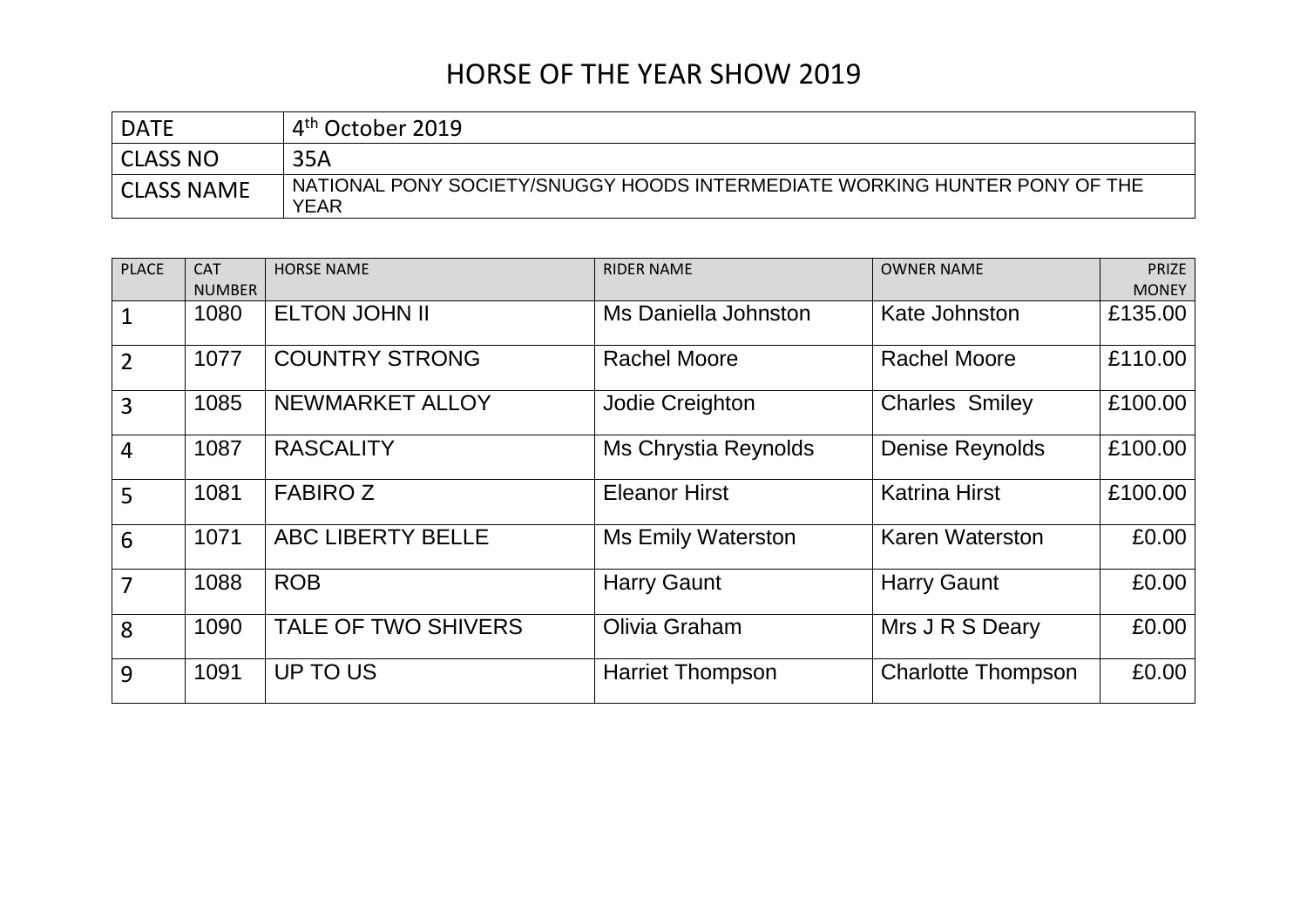# HORSE OF THE YEAR SHOW 2019

| DATE | 4th October 2019 |
|---|---|
| CLASS NO | 35A |
| CLASS NAME | NATIONAL PONY SOCIETY/SNUGGY HOODS INTERMEDIATE WORKING HUNTER PONY OF THE YEAR |

| PLACE | CAT NUMBER | HORSE NAME | RIDER NAME | OWNER NAME | PRIZE MONEY |
|---|---|---|---|---|---|
| 1 | 1080 | ELTON JOHN II | Ms Daniella Johnston | Kate Johnston | £135.00 |
| 2 | 1077 | COUNTRY STRONG | Rachel Moore | Rachel Moore | £110.00 |
| 3 | 1085 | NEWMARKET ALLOY | Jodie Creighton | Charles Smiley | £100.00 |
| 4 | 1087 | RASCALITY | Ms Chrystia Reynolds | Denise Reynolds | £100.00 |
| 5 | 1081 | FABIRO Z | Eleanor Hirst | Katrina Hirst | £100.00 |
| 6 | 1071 | ABC LIBERTY BELLE | Ms Emily Waterston | Karen Waterston | £0.00 |
| 7 | 1088 | ROB | Harry Gaunt | Harry Gaunt | £0.00 |
| 8 | 1090 | TALE OF TWO SHIVERS | Olivia Graham | Mrs J R S Deary | £0.00 |
| 9 | 1091 | UP TO US | Harriet Thompson | Charlotte Thompson | £0.00 |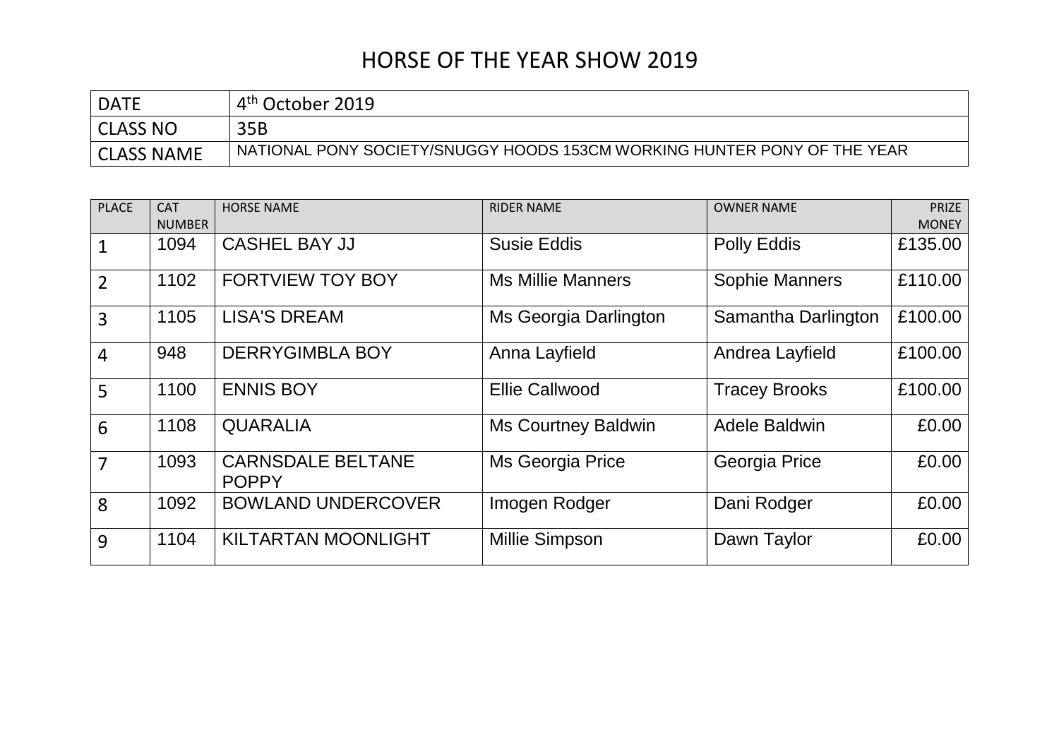# HORSE OF THE YEAR SHOW 2019

| DATE | 4th October 2019 |
|---|---|
| CLASS NO | 35B |
| CLASS NAME | NATIONAL PONY SOCIETY/SNUGGY HOODS 153CM WORKING HUNTER PONY OF THE YEAR |

| PLACE | CAT NUMBER | HORSE NAME | RIDER NAME | OWNER NAME | PRIZE MONEY |
|---|---|---|---|---|---|
| 1 | 1094 | CASHEL BAY JJ | Susie Eddis | Polly Eddis | £135.00 |
| 2 | 1102 | FORTVIEW TOY BOY | Ms Millie Manners | Sophie Manners | £110.00 |
| 3 | 1105 | LISA'S DREAM | Ms Georgia Darlington | Samantha Darlington | £100.00 |
| 4 | 948 | DERRYGIMBLA BOY | Anna Layfield | Andrea Layfield | £100.00 |
| 5 | 1100 | ENNIS BOY | Ellie Callwood | Tracey Brooks | £100.00 |
| 6 | 1108 | QUARALIA | Ms Courtney Baldwin | Adele Baldwin | £0.00 |
| 7 | 1093 | CARNSDALE BELTANE POPPY | Ms Georgia Price | Georgia Price | £0.00 |
| 8 | 1092 | BOWLAND UNDERCOVER | Imogen Rodger | Dani Rodger | £0.00 |
| 9 | 1104 | KILTARTAN MOONLIGHT | Millie Simpson | Dawn Taylor | £0.00 |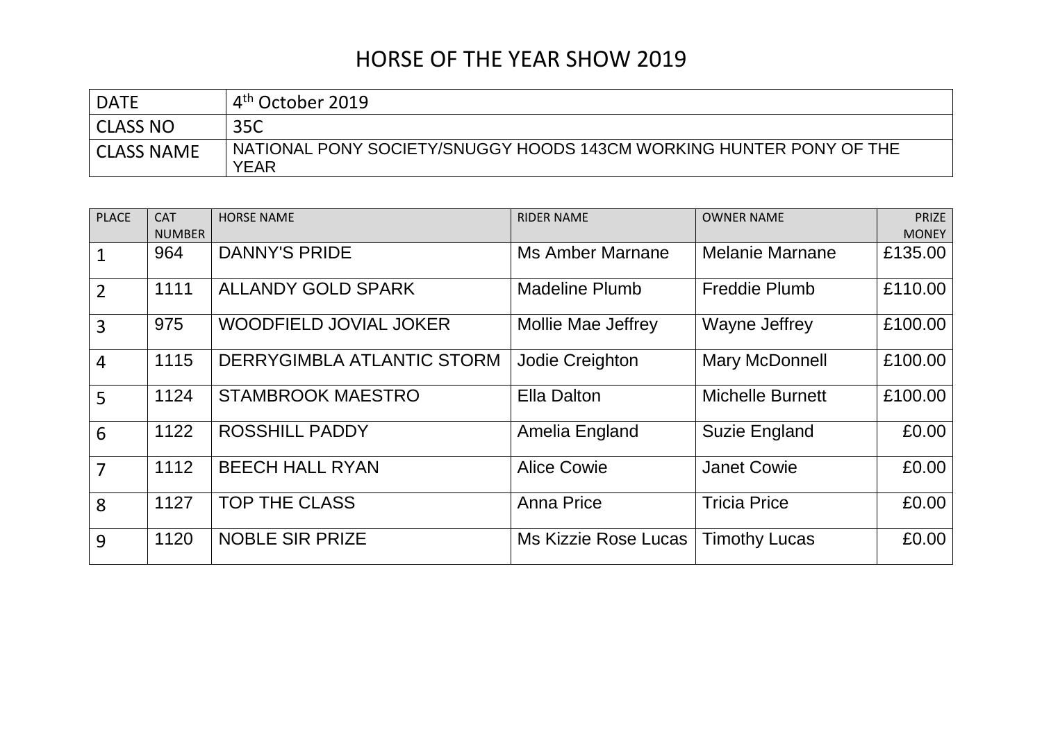# HORSE OF THE YEAR SHOW 2019

| DATE | 4th October 2019 |
|---|---|
| CLASS NO | 35C |
| CLASS NAME | NATIONAL PONY SOCIETY/SNUGGY HOODS 143CM WORKING HUNTER PONY OF THE YEAR |

| PLACE | CAT NUMBER | HORSE NAME | RIDER NAME | OWNER NAME | PRIZE MONEY |
|---|---|---|---|---|---|
| 1 | 964 | DANNY'S PRIDE | Ms Amber Marnane | Melanie Marnane | £135.00 |
| 2 | 1111 | ALLANDY GOLD SPARK | Madeline Plumb | Freddie Plumb | £110.00 |
| 3 | 975 | WOODFIELD JOVIAL JOKER | Mollie Mae Jeffrey | Wayne Jeffrey | £100.00 |
| 4 | 1115 | DERRYGIMBLA ATLANTIC STORM | Jodie Creighton | Mary McDonnell | £100.00 |
| 5 | 1124 | STAMBROOK MAESTRO | Ella Dalton | Michelle Burnett | £100.00 |
| 6 | 1122 | ROSSHILL PADDY | Amelia England | Suzie England | £0.00 |
| 7 | 1112 | BEECH HALL RYAN | Alice Cowie | Janet Cowie | £0.00 |
| 8 | 1127 | TOP THE CLASS | Anna Price | Tricia Price | £0.00 |
| 9 | 1120 | NOBLE SIR PRIZE | Ms Kizzie Rose Lucas | Timothy Lucas | £0.00 |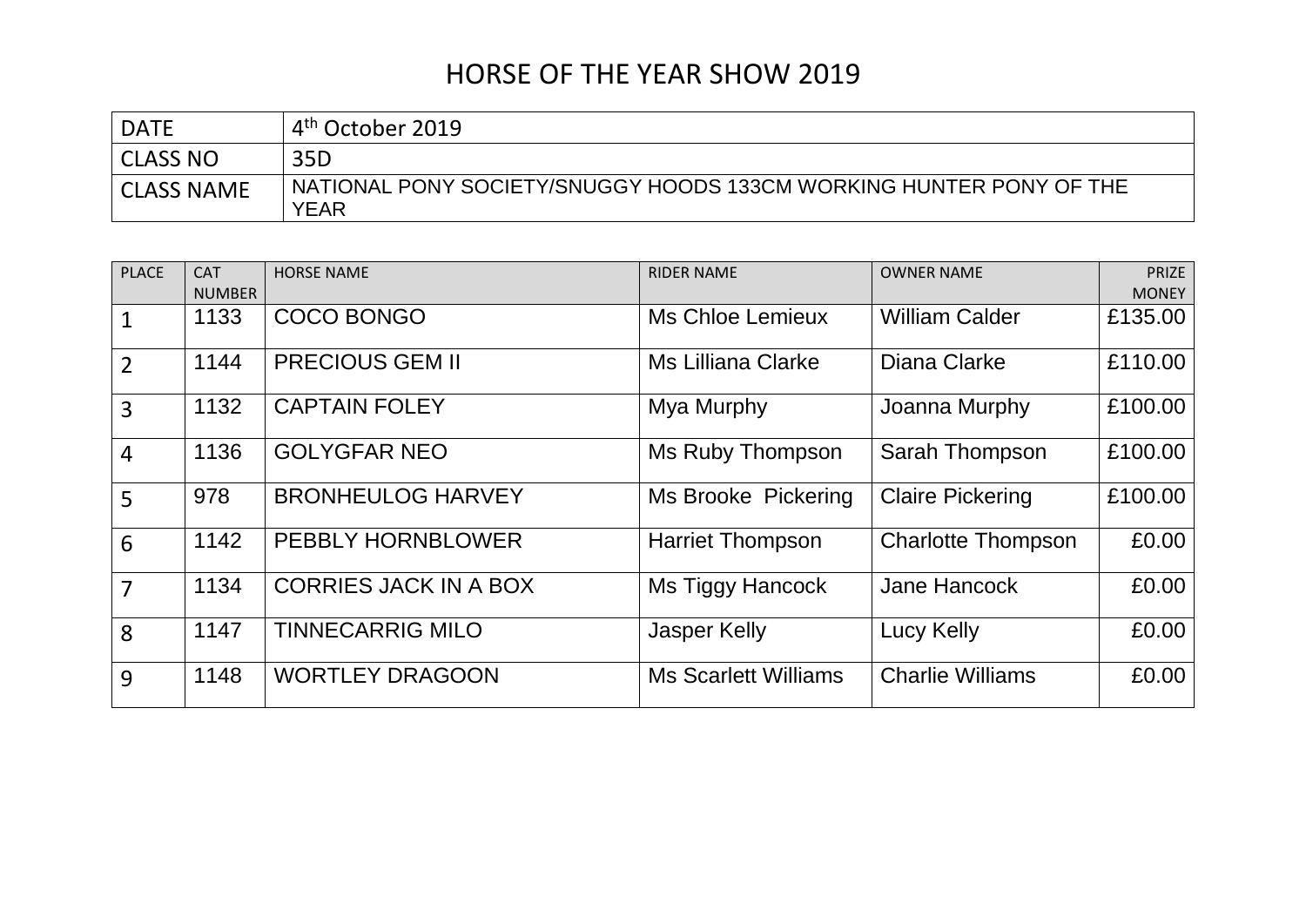# HORSE OF THE YEAR SHOW 2019

| DATE | 4th October 2019 |
|---|---|
| CLASS NO | 35D |
| CLASS NAME | NATIONAL PONY SOCIETY/SNUGGY HOODS 133CM WORKING HUNTER PONY OF THE YEAR |

| PLACE | CAT NUMBER | HORSE NAME | RIDER NAME | OWNER NAME | PRIZE MONEY |
|---|---|---|---|---|---|
| 1 | 1133 | COCO BONGO | Ms Chloe Lemieux | William Calder | £135.00 |
| 2 | 1144 | PRECIOUS GEM II | Ms Lilliana Clarke | Diana Clarke | £110.00 |
| 3 | 1132 | CAPTAIN FOLEY | Mya Murphy | Joanna Murphy | £100.00 |
| 4 | 1136 | GOLYGFAR NEO | Ms Ruby Thompson | Sarah Thompson | £100.00 |
| 5 | 978 | BRONHEULOG HARVEY | Ms Brooke Pickering | Claire Pickering | £100.00 |
| 6 | 1142 | PEBBLY HORNBLOWER | Harriet Thompson | Charlotte Thompson | £0.00 |
| 7 | 1134 | CORRIES JACK IN A BOX | Ms Tiggy Hancock | Jane Hancock | £0.00 |
| 8 | 1147 | TINNECARRIG MILO | Jasper Kelly | Lucy Kelly | £0.00 |
| 9 | 1148 | WORTLEY DRAGOON | Ms Scarlett Williams | Charlie Williams | £0.00 |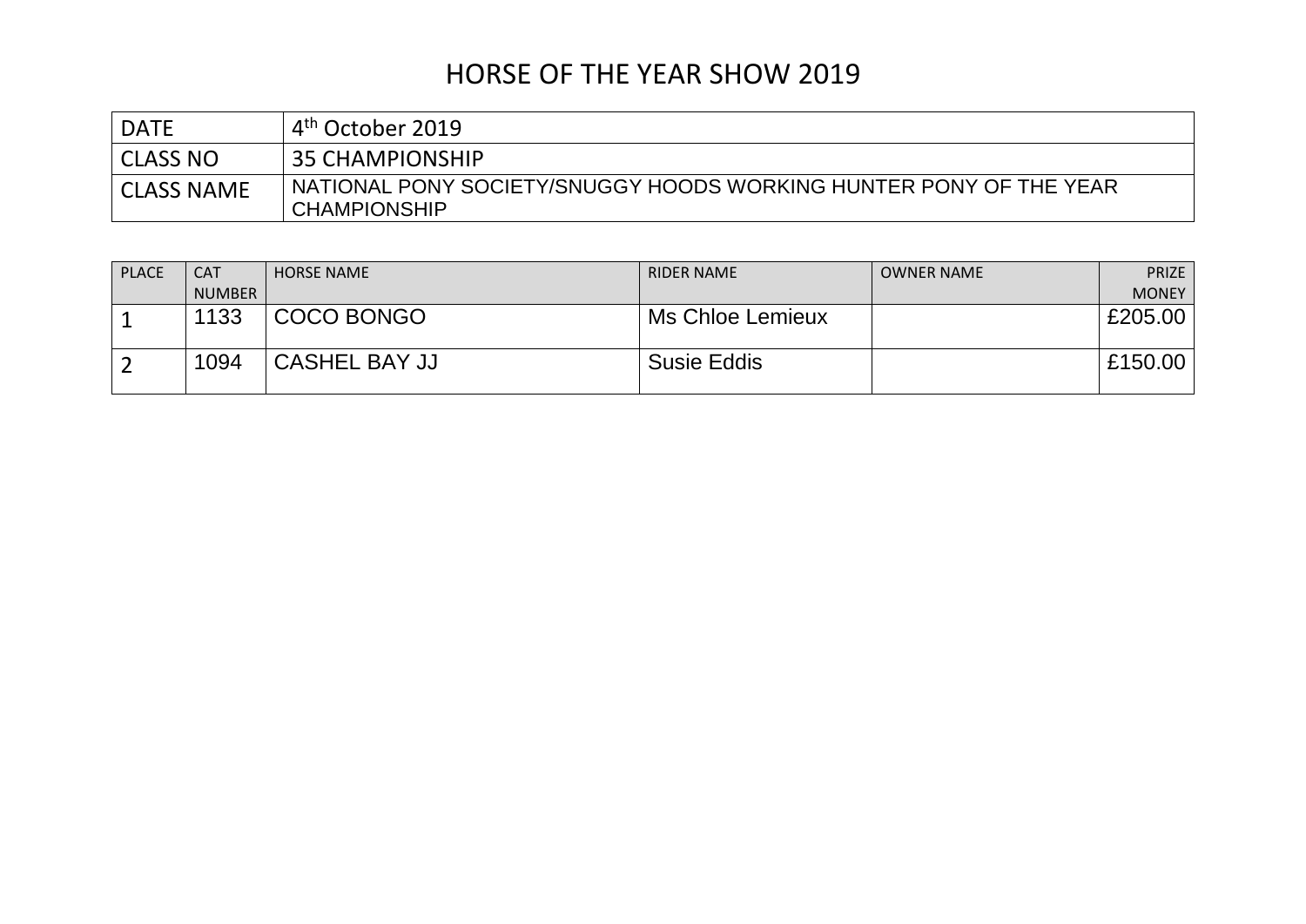# HORSE OF THE YEAR SHOW 2019

| | |
|---|---|
| DATE | 4th October 2019 |
| CLASS NO | 35 CHAMPIONSHIP |
| CLASS NAME | NATIONAL PONY SOCIETY/SNUGGY HOODS WORKING HUNTER PONY OF THE YEAR CHAMPIONSHIP |

| PLACE | CAT NUMBER | HORSE NAME | RIDER NAME | OWNER NAME | PRIZE MONEY |
|---|---|---|---|---|---|
| 1 | 1133 | COCO BONGO | Ms Chloe Lemieux | | £205.00 |
| 2 | 1094 | CASHEL BAY JJ | Susie Eddis | | £150.00 |